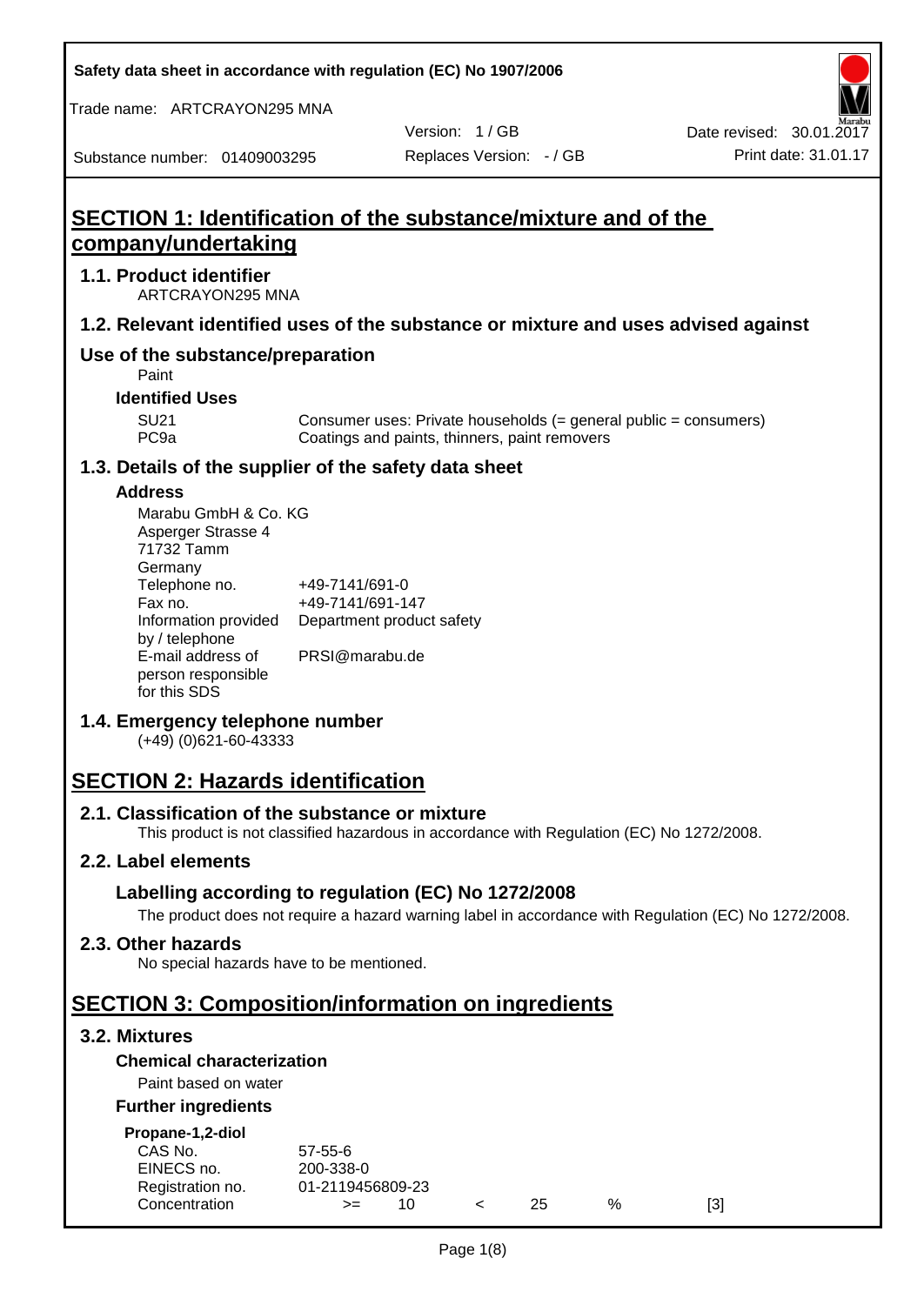Safety data sheet in accordance with regulation (EC) No 1907/2006

Trade name: ARTCRAYON295 MNA

Version: 1 / GB

Date revised: 30.01.2017

Substance number: 01409003295

Replaces Version: - / GB

Print date: 31.01.17

# SECTION 1: Identification of the substance/mixture and of the company/undertaking

## 1.1. Product identifier

ARTCRAYON295 MNA

## 1.2. Relevant identified uses of the substance or mixture and uses advised against

## Use of the substance/preparation

Paint

### Identified Uses

| | |
|---|---|
| SU21 | Consumer uses: Private households (= general public = consumers) |
| PC9a | Coatings and paints, thinners, paint removers |

## 1.3. Details of the supplier of the safety data sheet

### Address

Marabu GmbH & Co. KG
Asperger Strasse 4
71732 Tamm
Germany

| | |
|---|---|
| Telephone no. | +49-7141/691-0 |
| Fax no. | +49-7141/691-147 |
| Information provided by / telephone | Department product safety |
| E-mail address of person responsible for this SDS | PRSI@marabu.de |

## 1.4. Emergency telephone number

(+49) (0)621-60-43333

# SECTION 2: Hazards identification

## 2.1. Classification of the substance or mixture

This product is not classified hazardous in accordance with Regulation (EC) No 1272/2008.

## 2.2. Label elements

### Labelling according to regulation (EC) No 1272/2008

The product does not require a hazard warning label in accordance with Regulation (EC) No 1272/2008.

## 2.3. Other hazards

No special hazards have to be mentioned.

# SECTION 3: Composition/information on ingredients

## 3.2. Mixtures

### Chemical characterization

Paint based on water

### Further ingredients

**Propane-1,2-diol**

| | | | | | | |
|---|---|---|---|---|---|---|
| CAS No. | 57-55-6 | | | | | |
| EINECS no. | 200-338-0 | | | | | |
| Registration no. | 01-2119456809-23 | | | | | |
| Concentration | >= | 10 | < | 25 | % | [3] |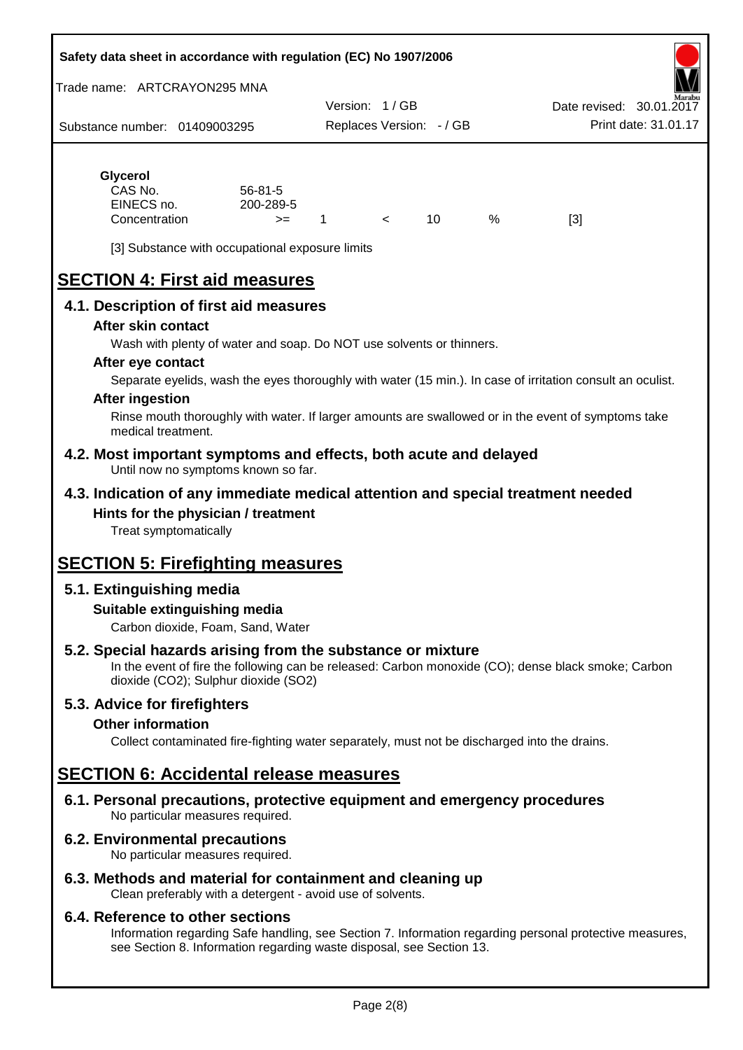**Glycerol**

| | | | | | | |
|---|---|---|---|---|---|---|
| CAS No. | 56-81-5 | | | | | |
| EINECS no. | 200-289-5 | | | | | |
| Concentration | >= | 1 | < | 10 | % | [3] |

[3] Substance with occupational exposure limits

# SECTION 4: First aid measures

## 4.1. Description of first aid measures

### After skin contact

Wash with plenty of water and soap. Do NOT use solvents or thinners.

### After eye contact

Separate eyelids, wash the eyes thoroughly with water (15 min.). In case of irritation consult an oculist.

### After ingestion

Rinse mouth thoroughly with water. If larger amounts are swallowed or in the event of symptoms take medical treatment.

## 4.2. Most important symptoms and effects, both acute and delayed

Until now no symptoms known so far.

## 4.3. Indication of any immediate medical attention and special treatment needed

### Hints for the physician / treatment

Treat symptomatically

# SECTION 5: Firefighting measures

## 5.1. Extinguishing media

### Suitable extinguishing media

Carbon dioxide, Foam, Sand, Water

## 5.2. Special hazards arising from the substance or mixture

In the event of fire the following can be released: Carbon monoxide (CO); dense black smoke; Carbon dioxide ($CO_2$); Sulphur dioxide ($SO_2$)

## 5.3. Advice for firefighters

### Other information

Collect contaminated fire-fighting water separately, must not be discharged into the drains.

# SECTION 6: Accidental release measures

## 6.1. Personal precautions, protective equipment and emergency procedures

No particular measures required.

## 6.2. Environmental precautions

No particular measures required.

## 6.3. Methods and material for containment and cleaning up

Clean preferably with a detergent - avoid use of solvents.

## 6.4. Reference to other sections

Information regarding Safe handling, see Section 7. Information regarding personal protective measures, see Section 8. Information regarding waste disposal, see Section 13.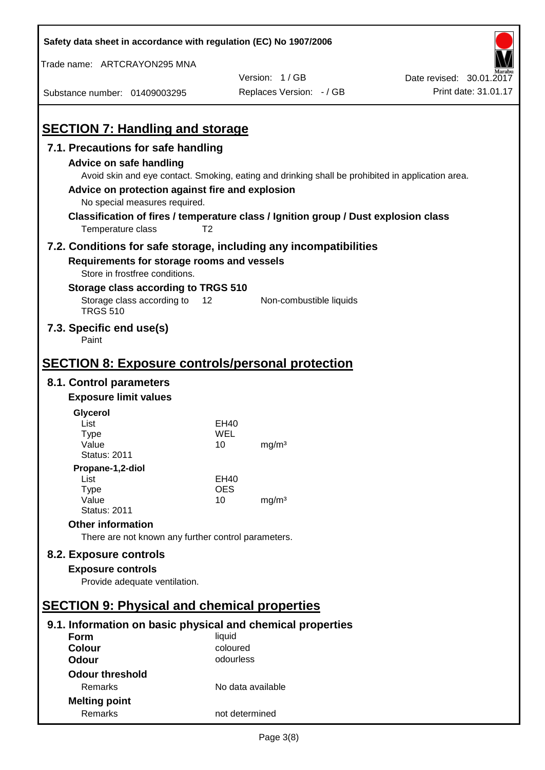## SECTION 7: Handling and storage

### 7.1. Precautions for safe handling

**Advice on safe handling**

Avoid skin and eye contact. Smoking, eating and drinking shall be prohibited in application area.

**Advice on protection against fire and explosion**

No special measures required.

**Classification of fires / temperature class / Ignition group / Dust explosion class**

Temperature class T2

### 7.2. Conditions for safe storage, including any incompatibilities

**Requirements for storage rooms and vessels**

Store in frostfree conditions.

**Storage class according to TRGS 510**

| Storage class according to TRGS 510 | 12 | Non-combustible liquids |
|---|---|---|

### 7.3. Specific end use(s)

Paint

## SECTION 8: Exposure controls/personal protection

### 8.1. Control parameters

**Exposure limit values**

**Glycerol**

| | | |
|---|---|---|
| List | EH40 | |
| Type | WEL | |
| Value | 10 | mg/m³ |
| Status: 2011 | | |

**Propane-1,2-diol**

| | | |
|---|---|---|
| List | EH40 | |
| Type | OES | |
| Value | 10 | mg/m³ |
| Status: 2011 | | |

**Other information**

There are not known any further control parameters.

### 8.2. Exposure controls

**Exposure controls**

Provide adequate ventilation.

## SECTION 9: Physical and chemical properties

### 9.1. Information on basic physical and chemical properties

| | |
|---|---|
| **Form** | liquid |
| **Colour** | coloured |
| **Odour** | odourless |

**Odour threshold**

| | |
|---|---|
| Remarks | No data available |

**Melting point**

| | |
|---|---|
| Remarks | not determined |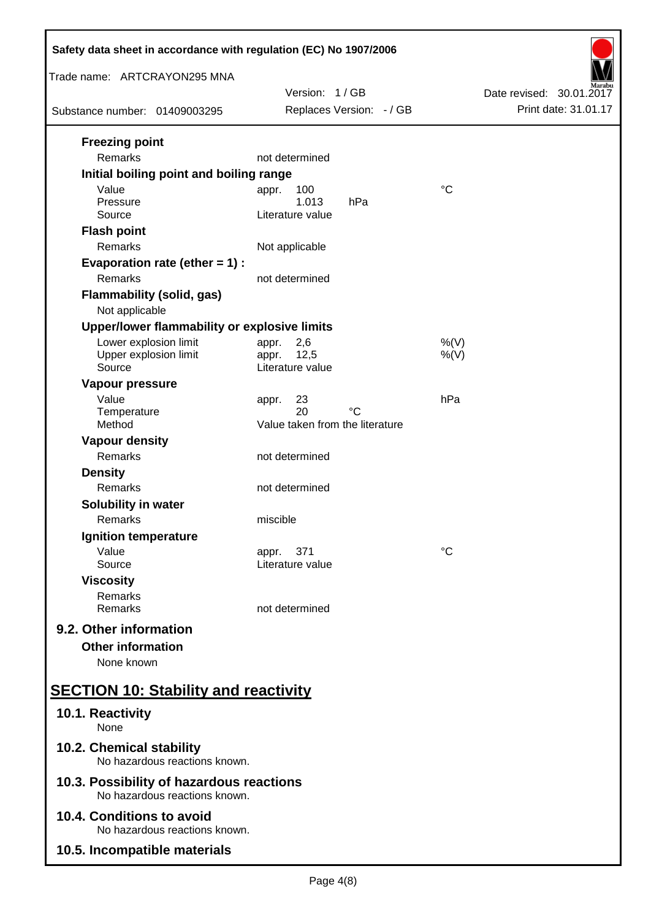**Freezing point**

| | | | |
|---|---|---|---|
| Remarks | not determined | | |

**Initial boiling point and boiling range**

| | | | |
|---|---|---|---|
| Value | appr. 100 | | °C |
| Pressure | 1.013 | hPa | |
| Source | Literature value | | |

**Flash point**

| | |
|---|---|
| Remarks | Not applicable |

**Evaporation rate (ether = 1) :**

| | |
|---|---|
| Remarks | not determined |

**Flammability (solid, gas)**

Not applicable

**Upper/lower flammability or explosive limits**

| | | |
|---|---|---|
| Lower explosion limit | appr. 2,6 | %(V) |
| Upper explosion limit | appr. 12,5 | %(V) |
| Source | Literature value | |

**Vapour pressure**

| | | | |
|---|---|---|---|
| Value | appr. 23 | | hPa |
| Temperature | 20 | °C | |
| Method | Value taken from the literature | | |

**Vapour density**

| | |
|---|---|
| Remarks | not determined |

**Density**

| | |
|---|---|
| Remarks | not determined |

**Solubility in water**

| | |
|---|---|
| Remarks | miscible |

**Ignition temperature**

| | | |
|---|---|---|
| Value | appr. 371 | °C |
| Source | Literature value | |

**Viscosity**

| | |
|---|---|
| Remarks | |
| Remarks | not determined |

## 9.2. Other information

**Other information**

None known

# SECTION 10: Stability and reactivity

## 10.1. Reactivity

None

## 10.2. Chemical stability

No hazardous reactions known.

## 10.3. Possibility of hazardous reactions

No hazardous reactions known.

## 10.4. Conditions to avoid

No hazardous reactions known.

## 10.5. Incompatible materials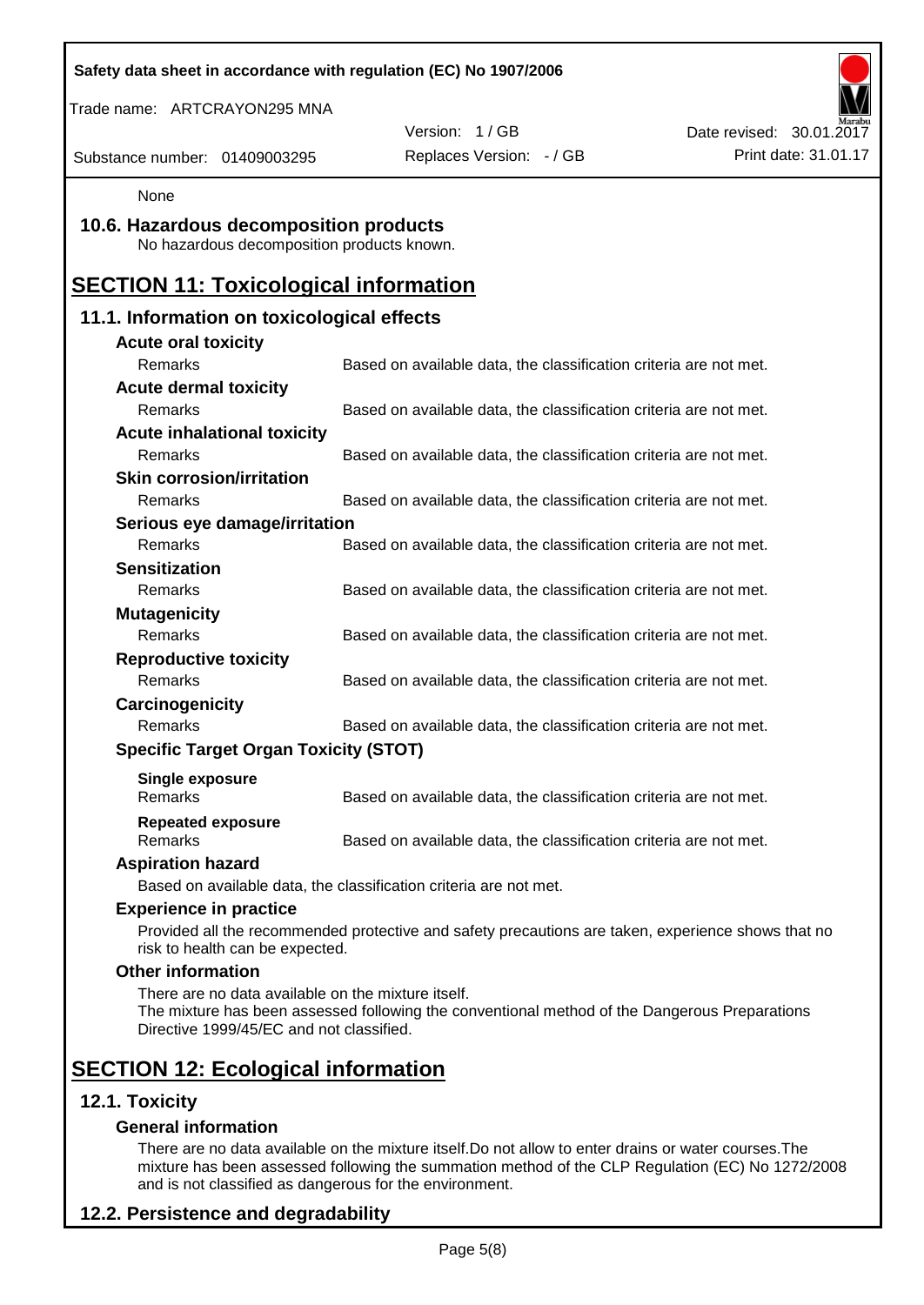None

## 10.6. Hazardous decomposition products

No hazardous decomposition products known.

# SECTION 11: Toxicological information

## 11.1. Information on toxicological effects

**Acute oral toxicity**

| | |
|---|---|
| Remarks | Based on available data, the classification criteria are not met. |

**Acute dermal toxicity**

| | |
|---|---|
| Remarks | Based on available data, the classification criteria are not met. |

**Acute inhalational toxicity**

| | |
|---|---|
| Remarks | Based on available data, the classification criteria are not met. |

**Skin corrosion/irritation**

| | |
|---|---|
| Remarks | Based on available data, the classification criteria are not met. |

**Serious eye damage/irritation**

| | |
|---|---|
| Remarks | Based on available data, the classification criteria are not met. |

**Sensitization**

| | |
|---|---|
| Remarks | Based on available data, the classification criteria are not met. |

**Mutagenicity**

| | |
|---|---|
| Remarks | Based on available data, the classification criteria are not met. |

**Reproductive toxicity**

| | |
|---|---|
| Remarks | Based on available data, the classification criteria are not met. |

**Carcinogenicity**

| | |
|---|---|
| Remarks | Based on available data, the classification criteria are not met. |

**Specific Target Organ Toxicity (STOT)**

**Single exposure**

| | |
|---|---|
| Remarks | Based on available data, the classification criteria are not met. |

**Repeated exposure**

| | |
|---|---|
| Remarks | Based on available data, the classification criteria are not met. |

**Aspiration hazard**

Based on available data, the classification criteria are not met.

**Experience in practice**

Provided all the recommended protective and safety precautions are taken, experience shows that no risk to health can be expected.

**Other information**

There are no data available on the mixture itself.
The mixture has been assessed following the conventional method of the Dangerous Preparations Directive 1999/45/EC and not classified.

# SECTION 12: Ecological information

## 12.1. Toxicity

**General information**

There are no data available on the mixture itself.Do not allow to enter drains or water courses.The mixture has been assessed following the summation method of the CLP Regulation (EC) No 1272/2008 and is not classified as dangerous for the environment.

## 12.2. Persistence and degradability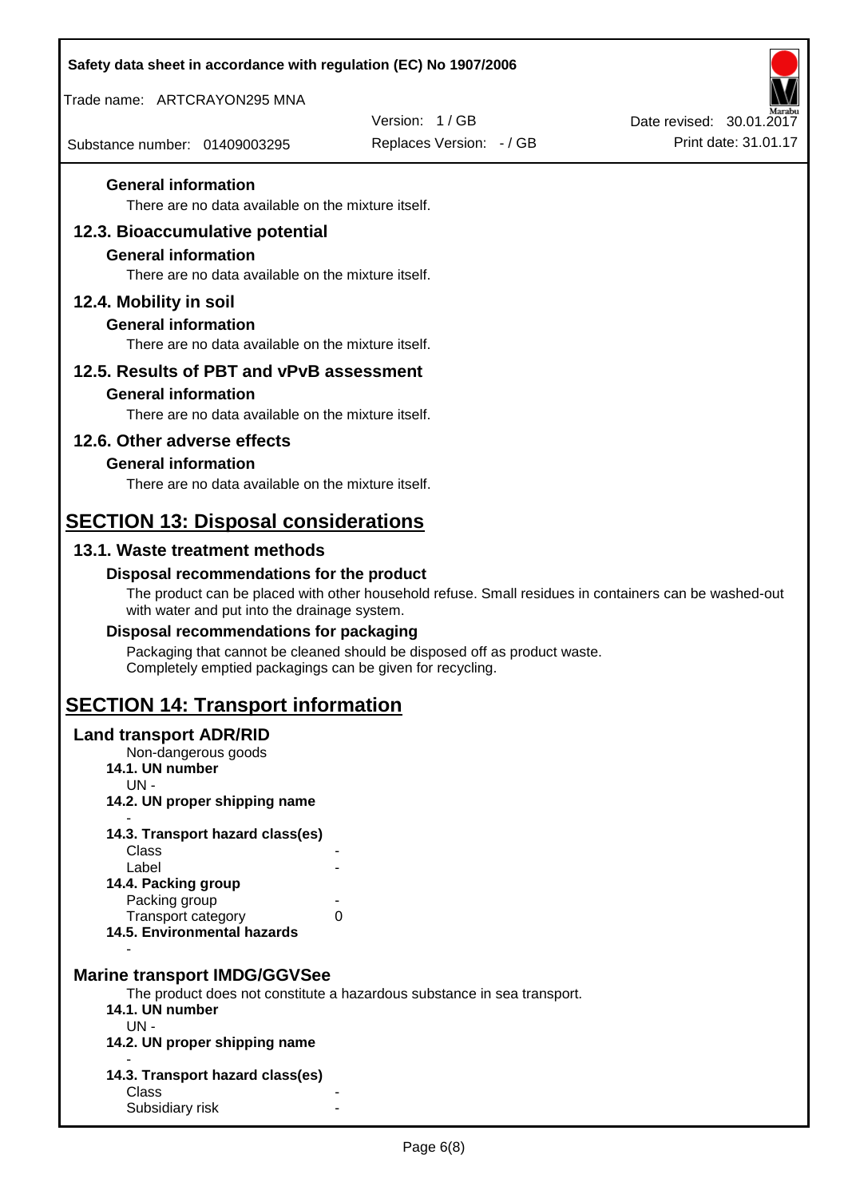### General information

There are no data available on the mixture itself.

## 12.3. Bioaccumulative potential

### General information

There are no data available on the mixture itself.

## 12.4. Mobility in soil

### General information

There are no data available on the mixture itself.

## 12.5. Results of PBT and vPvB assessment

### General information

There are no data available on the mixture itself.

## 12.6. Other adverse effects

### General information

There are no data available on the mixture itself.

# SECTION 13: Disposal considerations

## 13.1. Waste treatment methods

### Disposal recommendations for the product

The product can be placed with other household refuse. Small residues in containers can be washed-out with water and put into the drainage system.

### Disposal recommendations for packaging

Packaging that cannot be cleaned should be disposed off as product waste.
Completely emptied packagings can be given for recycling.

# SECTION 14: Transport information

## Land transport ADR/RID

Non-dangerous goods

**14.1. UN number**

UN -

**14.2. UN proper shipping name**

-

**14.3. Transport hazard class(es)**

| | |
|---|---|
| Class | - |
| Label | - |

**14.4. Packing group**

| | |
|---|---|
| Packing group | - |
| Transport category | 0 |

**14.5. Environmental hazards**

-

## Marine transport IMDG/GGVSee

The product does not constitute a hazardous substance in sea transport.

**14.1. UN number**

UN -

**14.2. UN proper shipping name**

-

**14.3. Transport hazard class(es)**

| | |
|---|---|
| Class | - |
| Subsidiary risk | - |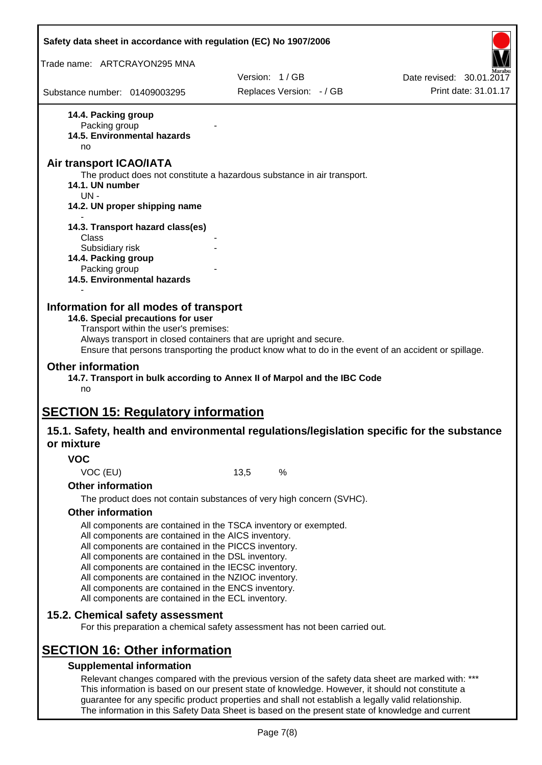**14.4. Packing group**

Packing group -

**14.5. Environmental hazards**

no

## Air transport ICAO/IATA

The product does not constitute a hazardous substance in air transport.

**14.1. UN number**

UN -

**14.2. UN proper shipping name**

-

**14.3. Transport hazard class(es)**

Class -

Subsidiary risk -

**14.4. Packing group**

Packing group -

**14.5. Environmental hazards**

-

## Information for all modes of transport

**14.6. Special precautions for user**

Transport within the user's premises:

Always transport in closed containers that are upright and secure.

Ensure that persons transporting the product know what to do in the event of an accident or spillage.

## Other information

**14.7. Transport in bulk according to Annex II of Marpol and the IBC Code**

no

# SECTION 15: Regulatory information

## 15.1. Safety, health and environmental regulations/legislation specific for the substance or mixture

### VOC

VOC (EU) 13,5 %

### Other information

The product does not contain substances of very high concern (SVHC).

### Other information

All components are contained in the TSCA inventory or exempted.
All components are contained in the AICS inventory.
All components are contained in the PICCS inventory.
All components are contained in the DSL inventory.
All components are contained in the IECSC inventory.
All components are contained in the NZIOC inventory.
All components are contained in the ENCS inventory.
All components are contained in the ECL inventory.

## 15.2. Chemical safety assessment

For this preparation a chemical safety assessment has not been carried out.

# SECTION 16: Other information

### Supplemental information

Relevant changes compared with the previous version of the safety data sheet are marked with: ***
This information is based on our present state of knowledge. However, it should not constitute a guarantee for any specific product properties and shall not establish a legally valid relationship.
The information in this Safety Data Sheet is based on the present state of knowledge and current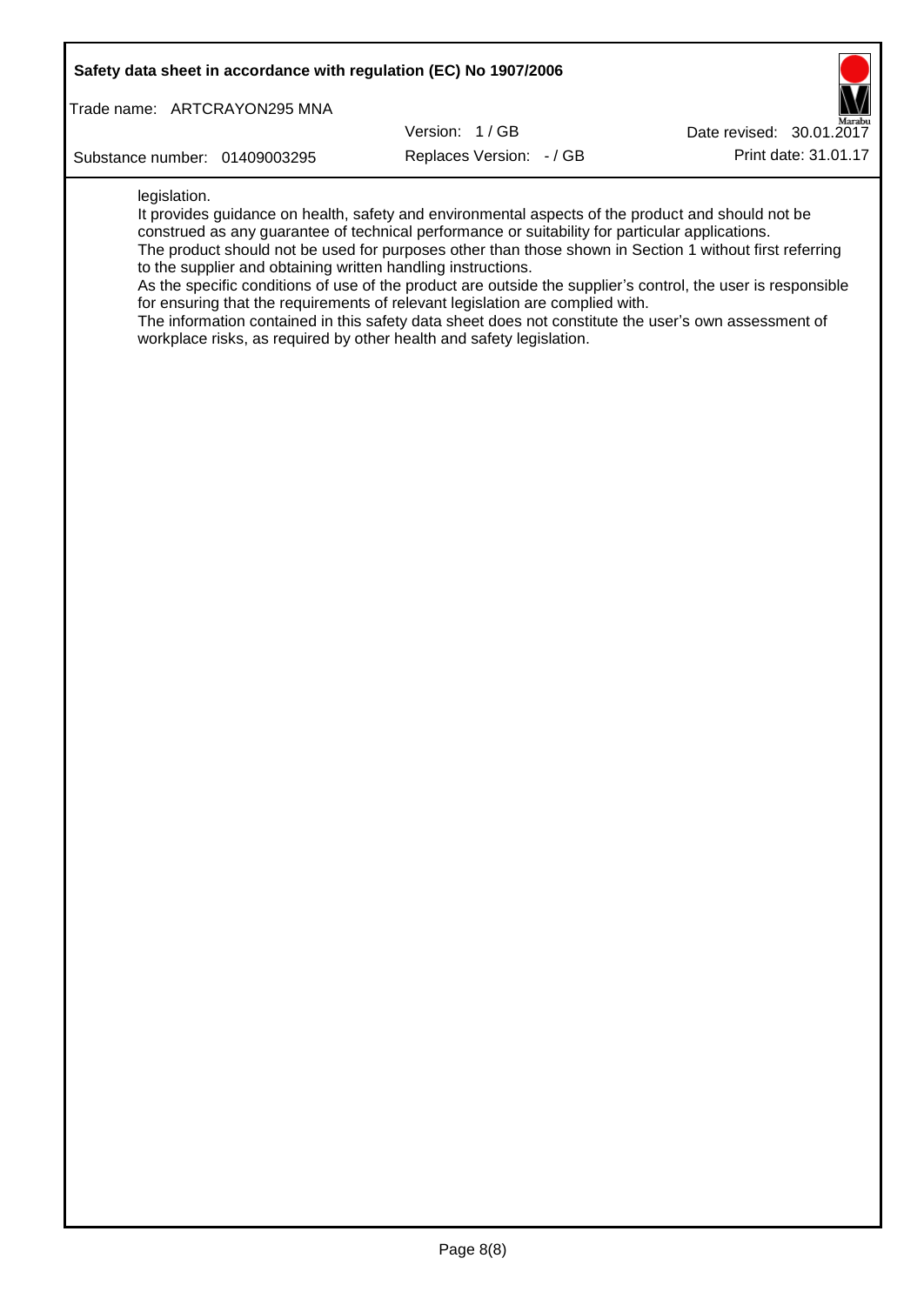legislation.

It provides guidance on health, safety and environmental aspects of the product and should not be construed as any guarantee of technical performance or suitability for particular applications.

The product should not be used for purposes other than those shown in Section 1 without first referring to the supplier and obtaining written handling instructions.

As the specific conditions of use of the product are outside the supplier's control, the user is responsible for ensuring that the requirements of relevant legislation are complied with.

The information contained in this safety data sheet does not constitute the user's own assessment of workplace risks, as required by other health and safety legislation.